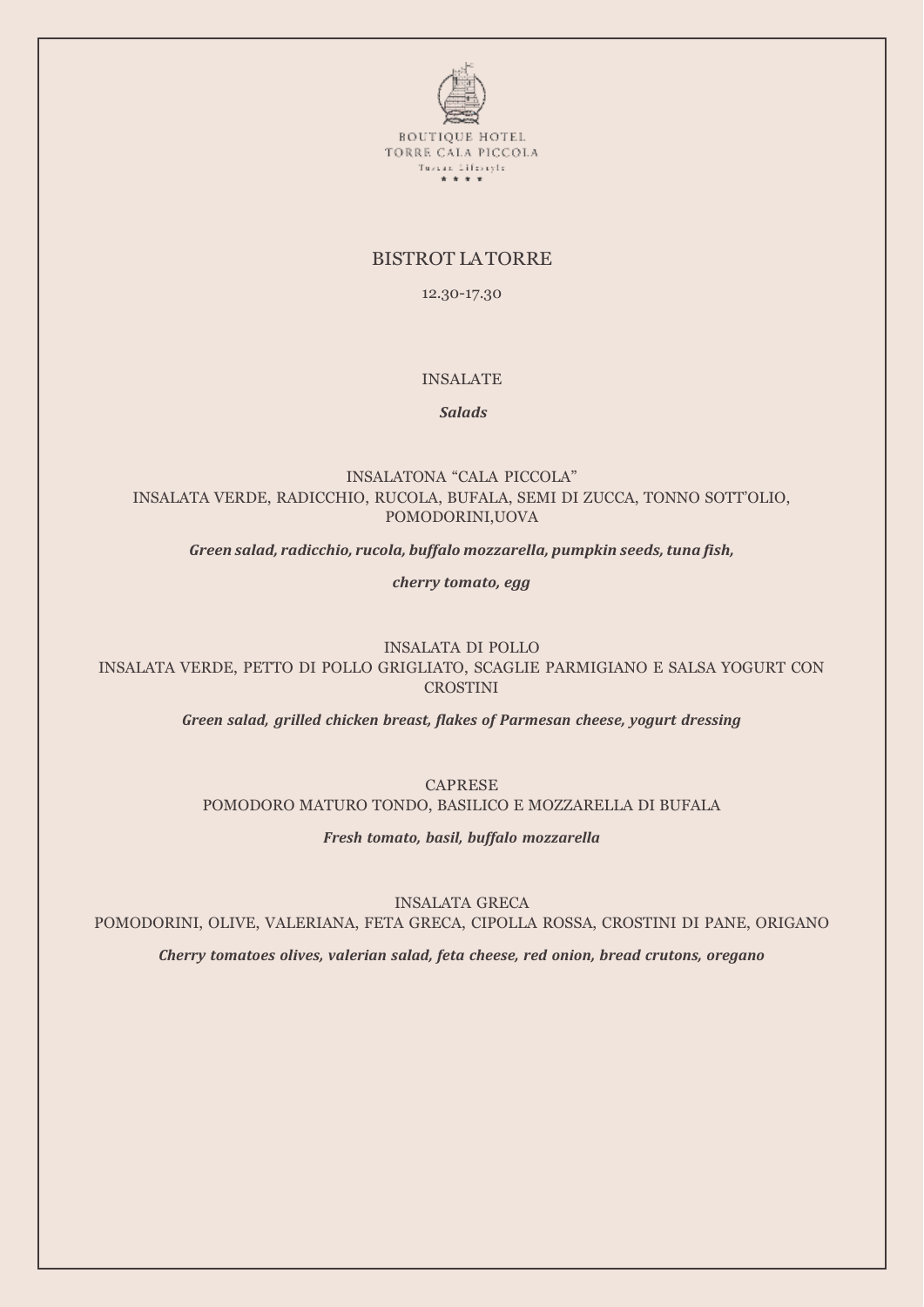BOUTIQUE HOTEL
TORRE CALA PICCOLA
Tuscan Lifestyle
★ ★ ★ ★

# BISTROT LA TORRE

12.30-17.30

## INSALATE

***Salads***

### INSALATONA "CALA PICCOLA"

INSALATA VERDE, RADICCHIO, RUCOLA, BUFALA, SEMI DI ZUCCA, TONNO SOTT'OLIO, POMODORINI,UOVA

***Green salad, radicchio, rucola, buffalo mozzarella, pumpkin seeds, tuna fish,***

***cherry tomato, egg***

### INSALATA DI POLLO

INSALATA VERDE, PETTO DI POLLO GRIGLIATO, SCAGLIE PARMIGIANO E SALSA YOGURT CON CROSTINI

***Green salad, grilled chicken breast, flakes of Parmesan cheese, yogurt dressing***

### CAPRESE

POMODORO MATURO TONDO, BASILICO E MOZZARELLA DI BUFALA

***Fresh tomato, basil, buffalo mozzarella***

### INSALATA GRECA

POMODORINI, OLIVE, VALERIANA, FETA GRECA, CIPOLLA ROSSA, CROSTINI DI PANE, ORIGANO

***Cherry tomatoes olives, valerian salad, feta cheese, red onion, bread crutons, oregano***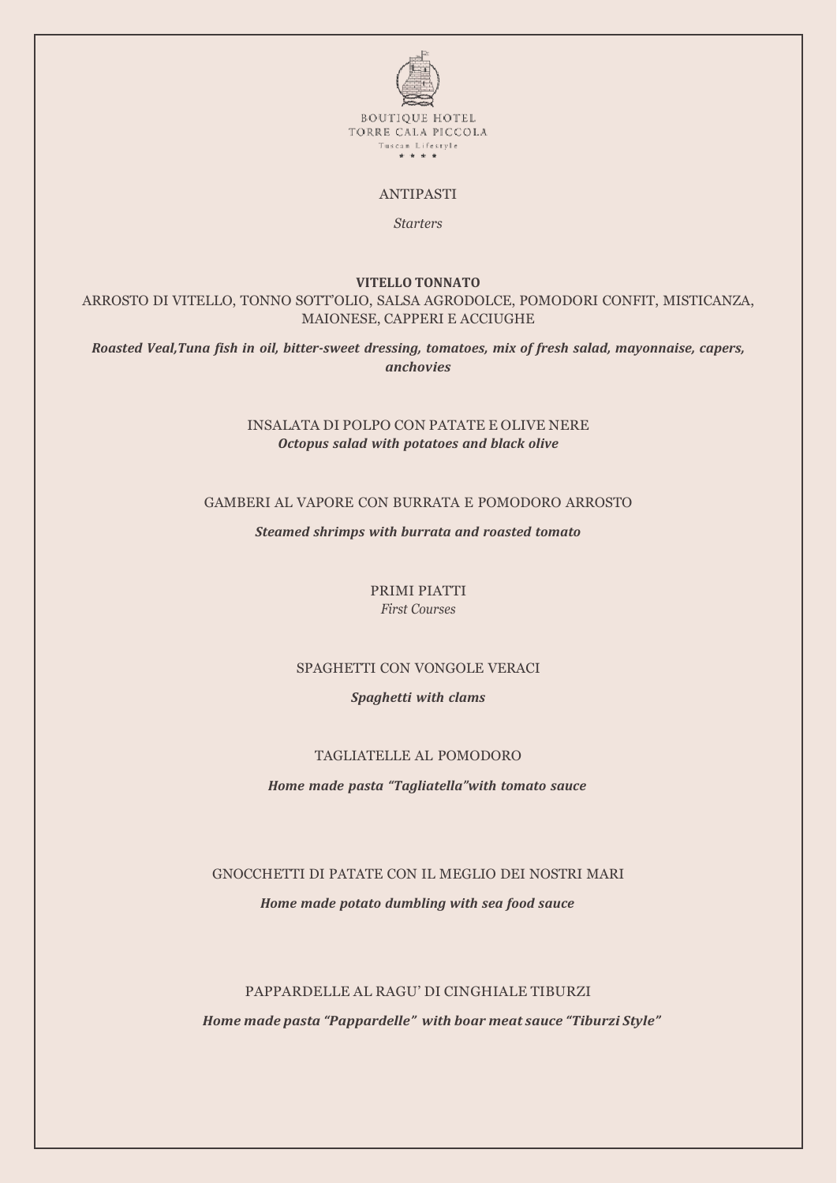BOUTIQUE HOTEL
TORRE CALA PICCOLA
Tuscan Lifestyle
\* \* \* \*

## ANTIPASTI

*Starters*

**VITELLO TONNATO**

ARROSTO DI VITELLO, TONNO SOTT'OLIO, SALSA AGRODOLCE, POMODORI CONFIT, MISTICANZA, MAIONESE, CAPPERI E ACCIUGHE

***Roasted Veal,Tuna fish in oil, bitter-sweet dressing, tomatoes, mix of fresh salad, mayonnaise, capers, anchovies***

INSALATA DI POLPO CON PATATE E OLIVE NERE

***Octopus salad with potatoes and black olive***

GAMBERI AL VAPORE CON BURRATA E POMODORO ARROSTO

***Steamed shrimps with burrata and roasted tomato***

## PRIMI PIATTI

*First Courses*

SPAGHETTI CON VONGOLE VERACI

***Spaghetti with clams***

TAGLIATELLE AL POMODORO

***Home made pasta "Tagliatella"with tomato sauce***

GNOCCHETTI DI PATATE CON IL MEGLIO DEI NOSTRI MARI

***Home made potato dumbling with sea food sauce***

PAPPARDELLE AL RAGU' DI CINGHIALE TIBURZI

***Home made pasta "Pappardelle" with boar meat sauce "Tiburzi Style"***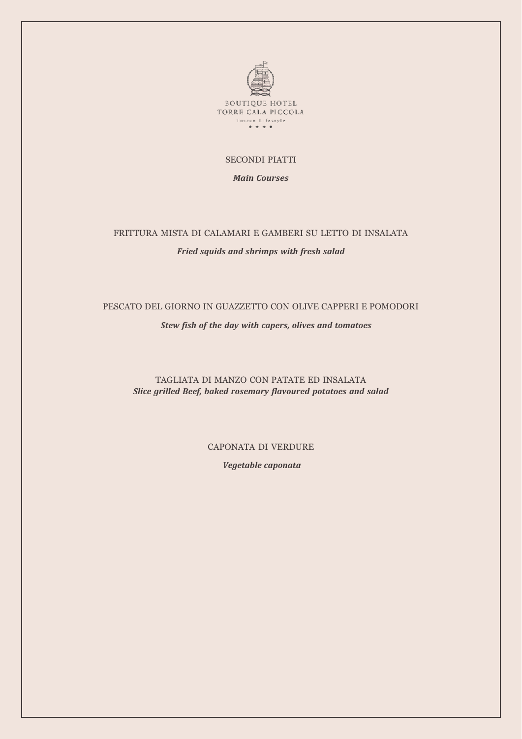BOUTIQUE HOTEL
TORRE CALA PICCOLA
Tuscan Lifestyle
★ ★ ★ ★

## SECONDI PIATTI

***Main Courses***

FRITTURA MISTA DI CALAMARI E GAMBERI SU LETTO DI INSALATA

***Fried squids and shrimps with fresh salad***

PESCATO DEL GIORNO IN GUAZZETTO CON OLIVE CAPPERI E POMODORI

***Stew fish of the day with capers, olives and tomatoes***

TAGLIATA DI MANZO CON PATATE ED INSALATA
***Slice grilled Beef, baked rosemary flavoured potatoes and salad***

CAPONATA DI VERDURE

***Vegetable caponata***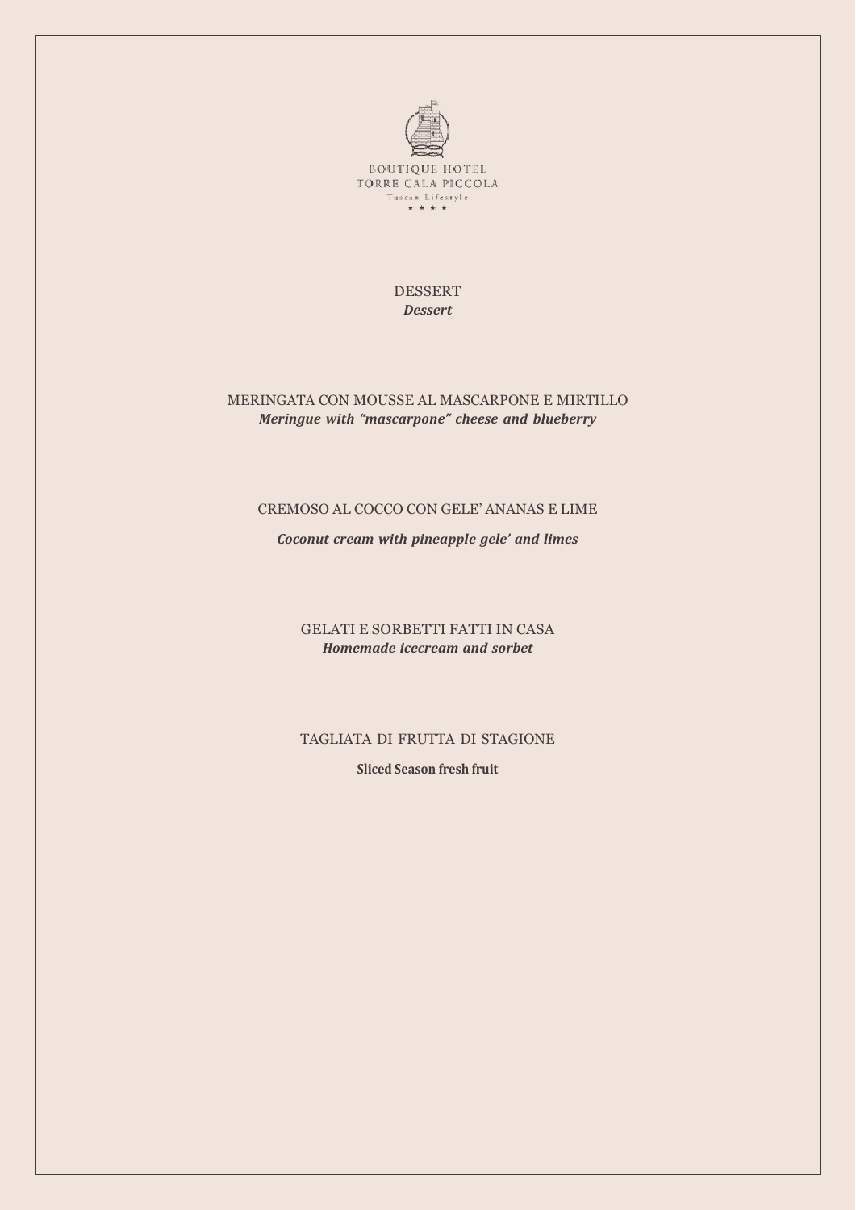BOUTIQUE HOTEL
TORRE CALA PICCOLA
Tuscan Lifestyle
★ ★ ★ ★

# DESSERT
***Dessert***

MERINGATA CON MOUSSE AL MASCARPONE E MIRTILLO
***Meringue with "mascarpone" cheese and blueberry***

CREMOSO AL COCCO CON GELE' ANANAS E LIME
***Coconut cream with pineapple gele' and limes***

GELATI E SORBETTI FATTI IN CASA
***Homemade icecream and sorbet***

TAGLIATA DI FRUTTA DI STAGIONE
**Sliced Season fresh fruit**